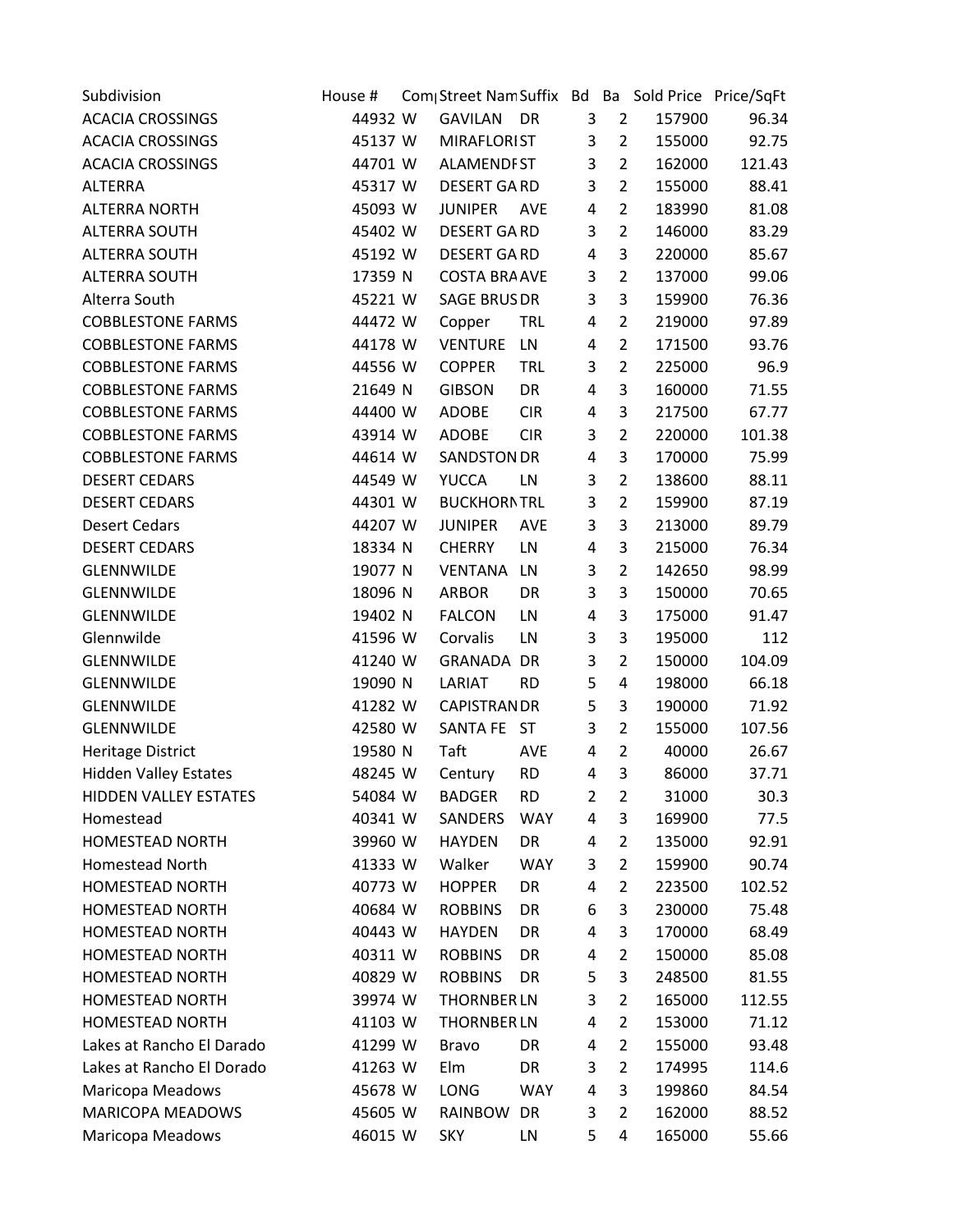| Subdivision | House # | Com | Street Nam | Suffix | Bd | Ba | Sold Price | Price/SqFt |
|---|---|---|---|---|---|---|---|---|
| ACACIA CROSSINGS | 44932 | W | GAVILAN | DR | 3 | 2 | 157900 | 96.34 |
| ACACIA CROSSINGS | 45137 | W | MIRAFLORI | ST | 3 | 2 | 155000 | 92.75 |
| ACACIA CROSSINGS | 44701 | W | ALAMENDF | ST | 3 | 2 | 162000 | 121.43 |
| ALTERRA | 45317 | W | DESERT GA | RD | 3 | 2 | 155000 | 88.41 |
| ALTERRA NORTH | 45093 | W | JUNIPER | AVE | 4 | 2 | 183990 | 81.08 |
| ALTERRA SOUTH | 45402 | W | DESERT GA | RD | 3 | 2 | 146000 | 83.29 |
| ALTERRA SOUTH | 45192 | W | DESERT GA | RD | 4 | 3 | 220000 | 85.67 |
| ALTERRA SOUTH | 17359 | N | COSTA BRA | AVE | 3 | 2 | 137000 | 99.06 |
| Alterra South | 45221 | W | SAGE BRUS | DR | 3 | 3 | 159900 | 76.36 |
| COBBLESTONE FARMS | 44472 | W | Copper | TRL | 4 | 2 | 219000 | 97.89 |
| COBBLESTONE FARMS | 44178 | W | VENTURE | LN | 4 | 2 | 171500 | 93.76 |
| COBBLESTONE FARMS | 44556 | W | COPPER | TRL | 3 | 2 | 225000 | 96.9 |
| COBBLESTONE FARMS | 21649 | N | GIBSON | DR | 4 | 3 | 160000 | 71.55 |
| COBBLESTONE FARMS | 44400 | W | ADOBE | CIR | 4 | 3 | 217500 | 67.77 |
| COBBLESTONE FARMS | 43914 | W | ADOBE | CIR | 3 | 2 | 220000 | 101.38 |
| COBBLESTONE FARMS | 44614 | W | SANDSTON | DR | 4 | 3 | 170000 | 75.99 |
| DESERT CEDARS | 44549 | W | YUCCA | LN | 3 | 2 | 138600 | 88.11 |
| DESERT CEDARS | 44301 | W | BUCKHORN | TRL | 3 | 2 | 159900 | 87.19 |
| Desert Cedars | 44207 | W | JUNIPER | AVE | 3 | 3 | 213000 | 89.79 |
| DESERT CEDARS | 18334 | N | CHERRY | LN | 4 | 3 | 215000 | 76.34 |
| GLENNWILDE | 19077 | N | VENTANA | LN | 3 | 2 | 142650 | 98.99 |
| GLENNWILDE | 18096 | N | ARBOR | DR | 3 | 3 | 150000 | 70.65 |
| GLENNWILDE | 19402 | N | FALCON | LN | 4 | 3 | 175000 | 91.47 |
| Glennwilde | 41596 | W | Corvalis | LN | 3 | 3 | 195000 | 112 |
| GLENNWILDE | 41240 | W | GRANADA | DR | 3 | 2 | 150000 | 104.09 |
| GLENNWILDE | 19090 | N | LARIAT | RD | 5 | 4 | 198000 | 66.18 |
| GLENNWILDE | 41282 | W | CAPISTRAN | DR | 5 | 3 | 190000 | 71.92 |
| GLENNWILDE | 42580 | W | SANTA FE | ST | 3 | 2 | 155000 | 107.56 |
| Heritage District | 19580 | N | Taft | AVE | 4 | 2 | 40000 | 26.67 |
| Hidden Valley Estates | 48245 | W | Century | RD | 4 | 3 | 86000 | 37.71 |
| HIDDEN VALLEY ESTATES | 54084 | W | BADGER | RD | 2 | 2 | 31000 | 30.3 |
| Homestead | 40341 | W | SANDERS | WAY | 4 | 3 | 169900 | 77.5 |
| HOMESTEAD NORTH | 39960 | W | HAYDEN | DR | 4 | 2 | 135000 | 92.91 |
| Homestead North | 41333 | W | Walker | WAY | 3 | 2 | 159900 | 90.74 |
| HOMESTEAD NORTH | 40773 | W | HOPPER | DR | 4 | 2 | 223500 | 102.52 |
| HOMESTEAD NORTH | 40684 | W | ROBBINS | DR | 6 | 3 | 230000 | 75.48 |
| HOMESTEAD NORTH | 40443 | W | HAYDEN | DR | 4 | 3 | 170000 | 68.49 |
| HOMESTEAD NORTH | 40311 | W | ROBBINS | DR | 4 | 2 | 150000 | 85.08 |
| HOMESTEAD NORTH | 40829 | W | ROBBINS | DR | 5 | 3 | 248500 | 81.55 |
| HOMESTEAD NORTH | 39974 | W | THORNBER | LN | 3 | 2 | 165000 | 112.55 |
| HOMESTEAD NORTH | 41103 | W | THORNBER | LN | 4 | 2 | 153000 | 71.12 |
| Lakes at Rancho El Darado | 41299 | W | Bravo | DR | 4 | 2 | 155000 | 93.48 |
| Lakes at Rancho El Dorado | 41263 | W | Elm | DR | 3 | 2 | 174995 | 114.6 |
| Maricopa Meadows | 45678 | W | LONG | WAY | 4 | 3 | 199860 | 84.54 |
| MARICOPA MEADOWS | 45605 | W | RAINBOW | DR | 3 | 2 | 162000 | 88.52 |
| Maricopa Meadows | 46015 | W | SKY | LN | 5 | 4 | 165000 | 55.66 |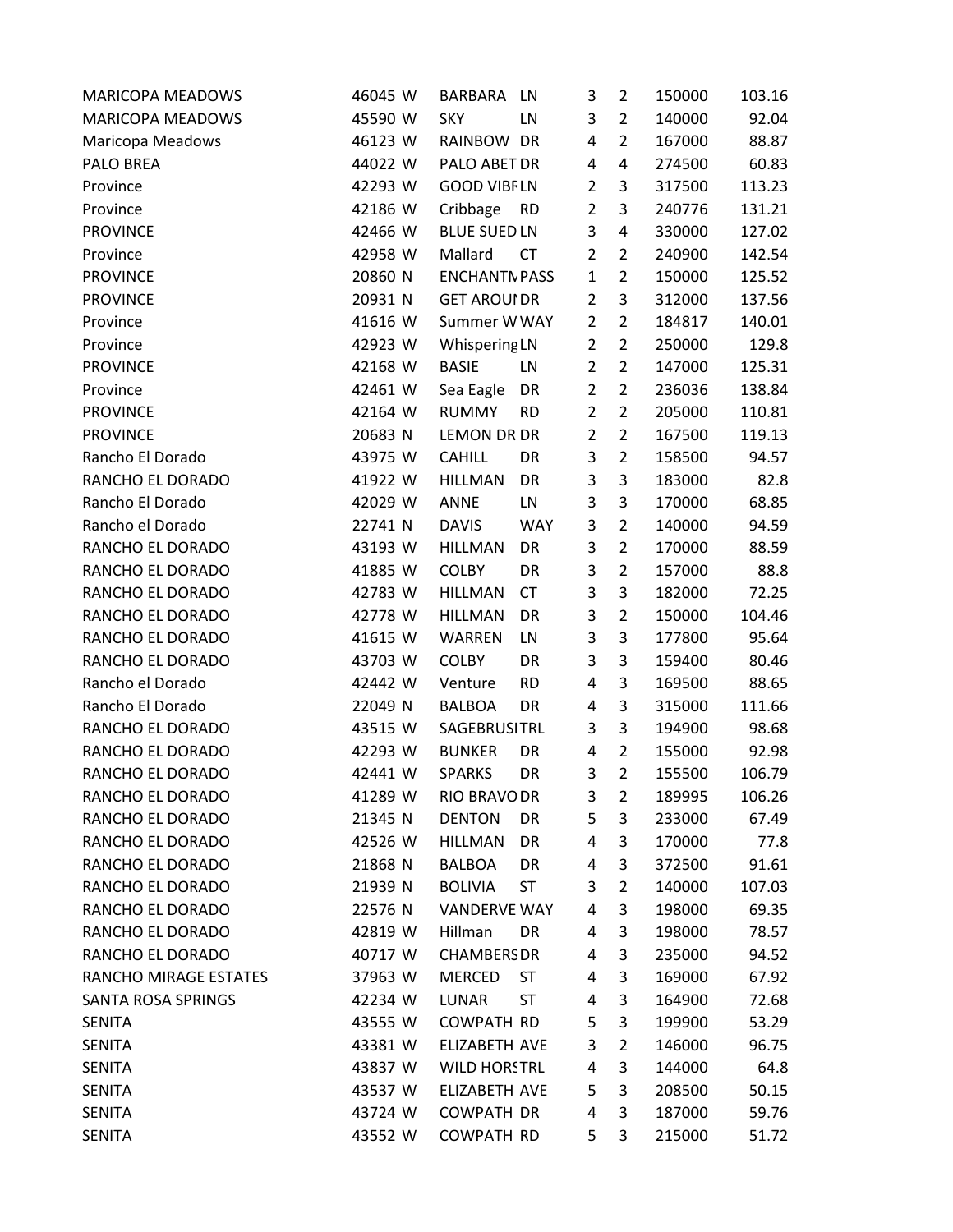| | | | | | | | | |
|---|---|---|---|---|---|---|---|---|
| MARICOPA MEADOWS | 46045 | W | BARBARA | LN | 3 | 2 | 150000 | 103.16 |
| MARICOPA MEADOWS | 45590 | W | SKY | LN | 3 | 2 | 140000 | 92.04 |
| Maricopa Meadows | 46123 | W | RAINBOW | DR | 4 | 2 | 167000 | 88.87 |
| PALO BREA | 44022 | W | PALO ABET | DR | 4 | 4 | 274500 | 60.83 |
| Province | 42293 | W | GOOD VIBF | LN | 2 | 3 | 317500 | 113.23 |
| Province | 42186 | W | Cribbage | RD | 2 | 3 | 240776 | 131.21 |
| PROVINCE | 42466 | W | BLUE SUED | LN | 3 | 4 | 330000 | 127.02 |
| Province | 42958 | W | Mallard | CT | 2 | 2 | 240900 | 142.54 |
| PROVINCE | 20860 | N | ENCHANTN | PASS | 1 | 2 | 150000 | 125.52 |
| PROVINCE | 20931 | N | GET AROUI | DR | 2 | 3 | 312000 | 137.56 |
| Province | 41616 | W | Summer W | WAY | 2 | 2 | 184817 | 140.01 |
| Province | 42923 | W | Whispering | LN | 2 | 2 | 250000 | 129.8 |
| PROVINCE | 42168 | W | BASIE | LN | 2 | 2 | 147000 | 125.31 |
| Province | 42461 | W | Sea Eagle | DR | 2 | 2 | 236036 | 138.84 |
| PROVINCE | 42164 | W | RUMMY | RD | 2 | 2 | 205000 | 110.81 |
| PROVINCE | 20683 | N | LEMON DR | DR | 2 | 2 | 167500 | 119.13 |
| Rancho El Dorado | 43975 | W | CAHILL | DR | 3 | 2 | 158500 | 94.57 |
| RANCHO EL DORADO | 41922 | W | HILLMAN | DR | 3 | 3 | 183000 | 82.8 |
| Rancho El Dorado | 42029 | W | ANNE | LN | 3 | 3 | 170000 | 68.85 |
| Rancho el Dorado | 22741 | N | DAVIS | WAY | 3 | 2 | 140000 | 94.59 |
| RANCHO EL DORADO | 43193 | W | HILLMAN | DR | 3 | 2 | 170000 | 88.59 |
| RANCHO EL DORADO | 41885 | W | COLBY | DR | 3 | 2 | 157000 | 88.8 |
| RANCHO EL DORADO | 42783 | W | HILLMAN | CT | 3 | 3 | 182000 | 72.25 |
| RANCHO EL DORADO | 42778 | W | HILLMAN | DR | 3 | 2 | 150000 | 104.46 |
| RANCHO EL DORADO | 41615 | W | WARREN | LN | 3 | 3 | 177800 | 95.64 |
| RANCHO EL DORADO | 43703 | W | COLBY | DR | 3 | 3 | 159400 | 80.46 |
| Rancho el Dorado | 42442 | W | Venture | RD | 4 | 3 | 169500 | 88.65 |
| Rancho El Dorado | 22049 | N | BALBOA | DR | 4 | 3 | 315000 | 111.66 |
| RANCHO EL DORADO | 43515 | W | SAGEBRUSI | TRL | 3 | 3 | 194900 | 98.68 |
| RANCHO EL DORADO | 42293 | W | BUNKER | DR | 4 | 2 | 155000 | 92.98 |
| RANCHO EL DORADO | 42441 | W | SPARKS | DR | 3 | 2 | 155500 | 106.79 |
| RANCHO EL DORADO | 41289 | W | RIO BRAVO | DR | 3 | 2 | 189995 | 106.26 |
| RANCHO EL DORADO | 21345 | N | DENTON | DR | 5 | 3 | 233000 | 67.49 |
| RANCHO EL DORADO | 42526 | W | HILLMAN | DR | 4 | 3 | 170000 | 77.8 |
| RANCHO EL DORADO | 21868 | N | BALBOA | DR | 4 | 3 | 372500 | 91.61 |
| RANCHO EL DORADO | 21939 | N | BOLIVIA | ST | 3 | 2 | 140000 | 107.03 |
| RANCHO EL DORADO | 22576 | N | VANDERVE | WAY | 4 | 3 | 198000 | 69.35 |
| RANCHO EL DORADO | 42819 | W | Hillman | DR | 4 | 3 | 198000 | 78.57 |
| RANCHO EL DORADO | 40717 | W | CHAMBERS | DR | 4 | 3 | 235000 | 94.52 |
| RANCHO MIRAGE ESTATES | 37963 | W | MERCED | ST | 4 | 3 | 169000 | 67.92 |
| SANTA ROSA SPRINGS | 42234 | W | LUNAR | ST | 4 | 3 | 164900 | 72.68 |
| SENITA | 43555 | W | COWPATH | RD | 5 | 3 | 199900 | 53.29 |
| SENITA | 43381 | W | ELIZABETH | AVE | 3 | 2 | 146000 | 96.75 |
| SENITA | 43837 | W | WILD HORS | TRL | 4 | 3 | 144000 | 64.8 |
| SENITA | 43537 | W | ELIZABETH | AVE | 5 | 3 | 208500 | 50.15 |
| SENITA | 43724 | W | COWPATH | DR | 4 | 3 | 187000 | 59.76 |
| SENITA | 43552 | W | COWPATH | RD | 5 | 3 | 215000 | 51.72 |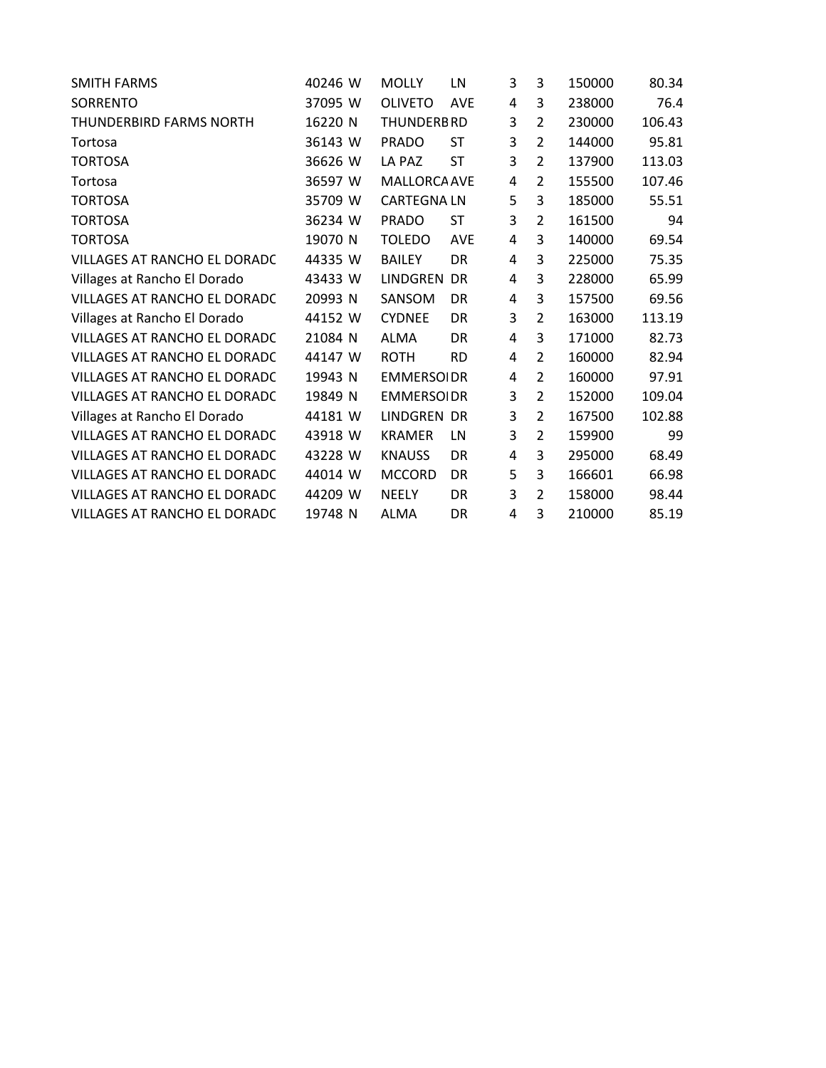| | | | | | | | | |
|---|---|---|---|---|---|---|---|---|
| SMITH FARMS | 40246 | W | MOLLY | LN | 3 | 3 | 150000 | 80.34 |
| SORRENTO | 37095 | W | OLIVETO | AVE | 4 | 3 | 238000 | 76.4 |
| THUNDERBIRD FARMS NORTH | 16220 | N | THUNDERB | RD | 3 | 2 | 230000 | 106.43 |
| Tortosa | 36143 | W | PRADO | ST | 3 | 2 | 144000 | 95.81 |
| TORTOSA | 36626 | W | LA PAZ | ST | 3 | 2 | 137900 | 113.03 |
| Tortosa | 36597 | W | MALLORCA | AVE | 4 | 2 | 155500 | 107.46 |
| TORTOSA | 35709 | W | CARTEGNA | LN | 5 | 3 | 185000 | 55.51 |
| TORTOSA | 36234 | W | PRADO | ST | 3 | 2 | 161500 | 94 |
| TORTOSA | 19070 | N | TOLEDO | AVE | 4 | 3 | 140000 | 69.54 |
| VILLAGES AT RANCHO EL DORADO | 44335 | W | BAILEY | DR | 4 | 3 | 225000 | 75.35 |
| Villages at Rancho El Dorado | 43433 | W | LINDGREN | DR | 4 | 3 | 228000 | 65.99 |
| VILLAGES AT RANCHO EL DORADO | 20993 | N | SANSOM | DR | 4 | 3 | 157500 | 69.56 |
| Villages at Rancho El Dorado | 44152 | W | CYDNEE | DR | 3 | 2 | 163000 | 113.19 |
| VILLAGES AT RANCHO EL DORADO | 21084 | N | ALMA | DR | 4 | 3 | 171000 | 82.73 |
| VILLAGES AT RANCHO EL DORADO | 44147 | W | ROTH | RD | 4 | 2 | 160000 | 82.94 |
| VILLAGES AT RANCHO EL DORADO | 19943 | N | EMMERSO | DR | 4 | 2 | 160000 | 97.91 |
| VILLAGES AT RANCHO EL DORADO | 19849 | N | EMMERSO | DR | 3 | 2 | 152000 | 109.04 |
| Villages at Rancho El Dorado | 44181 | W | LINDGREN | DR | 3 | 2 | 167500 | 102.88 |
| VILLAGES AT RANCHO EL DORADO | 43918 | W | KRAMER | LN | 3 | 2 | 159900 | 99 |
| VILLAGES AT RANCHO EL DORADO | 43228 | W | KNAUSS | DR | 4 | 3 | 295000 | 68.49 |
| VILLAGES AT RANCHO EL DORADO | 44014 | W | MCCORD | DR | 5 | 3 | 166601 | 66.98 |
| VILLAGES AT RANCHO EL DORADO | 44209 | W | NEELY | DR | 3 | 2 | 158000 | 98.44 |
| VILLAGES AT RANCHO EL DORADO | 19748 | N | ALMA | DR | 4 | 3 | 210000 | 85.19 |